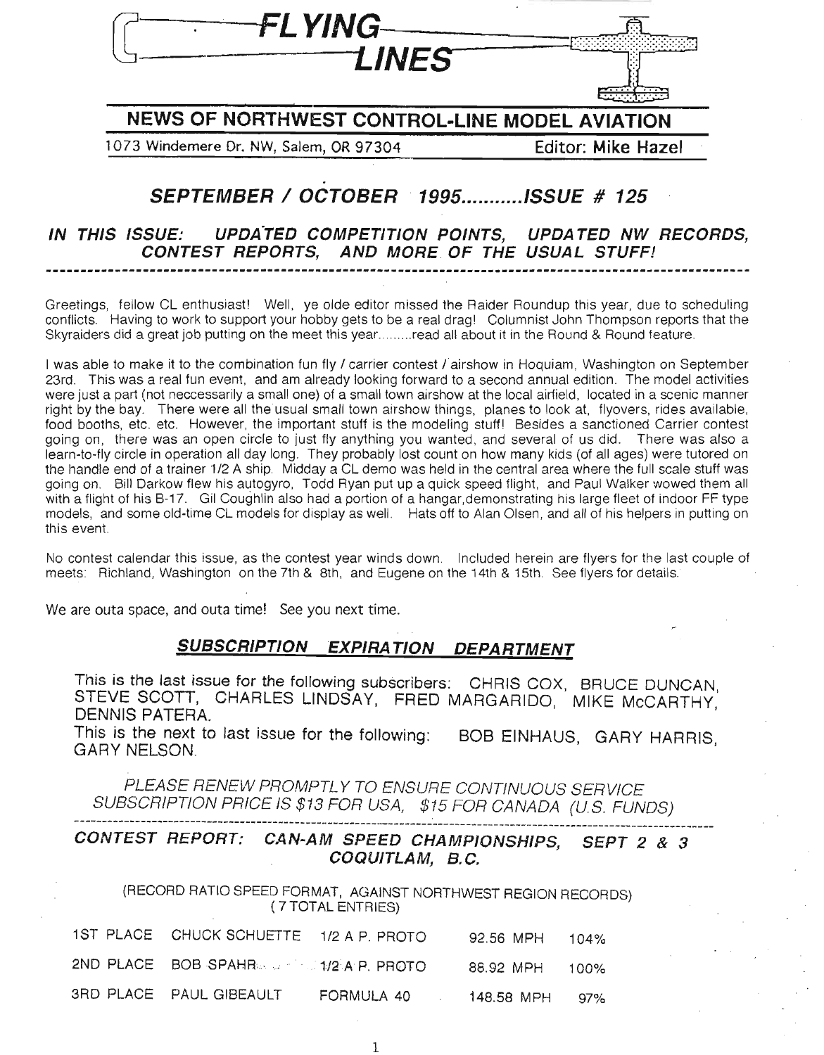# FLYING LINES

## NEWS OF NORTHWEST CONTROL-LINE MODEL AVIATION

1073 Windemere Dr. NW, Salem, OR 97304 — Editor: Mike Hazel

## *SEPTEMBER / OCTOBER 1995..........ISSUE # 125*

***IN THIS ISSUE: UPDATED COMPETITION POINTS, UPDATED NW RECORDS, CONTEST REPORTS, AND MORE OF THE USUAL STUFF!***

---

Greetings, fellow CL enthusiast! Well, ye olde editor missed the Raider Roundup this year, due to scheduling conflicts. Having to work to support your hobby gets to be a real drag! Columnist John Thompson reports that the Skyraiders did a great job putting on the meet this year.........read all about it in the Round & Round feature.

I was able to make it to the combination fun fly / carrier contest / airshow in Hoquiam, Washington on September 23rd. This was a real fun event, and am already looking forward to a second annual edition. The model activities were just a part (not neccessarily a small one) of a small town airshow at the local airfield, located in a scenic manner right by the bay. There were all the usual small town airshow things, planes to look at, flyovers, rides available, food booths, etc. etc. However, the important stuff is the modeling stuff! Besides a sanctioned Carrier contest going on, there was an open circle to just fly anything you wanted, and several of us did. There was also a learn-to-fly circle in operation all day long. They probably lost count on how many kids (of all ages) were tutored on the handle end of a trainer 1/2 A ship. Midday a CL demo was held in the central area where the full scale stuff was going on. Bill Darkow flew his autogyro, Todd Ryan put up a quick speed flight, and Paul Walker wowed them all with a flight of his B-17. Gil Coughlin also had a portion of a hangar,demonstrating his large fleet of indoor FF type models, and some old-time CL models for display as well. Hats off to Alan Olsen, and all of his helpers in putting on this event.

No contest calendar this issue, as the contest year winds down. Included herein are flyers for the last couple of meets: Richland, Washington on the 7th & 8th, and Eugene on the 14th & 15th. See flyers for details.

We are outa space, and outa time! See you next time.

## SUBSCRIPTION EXPIRATION DEPARTMENT

This is the last issue for the following subscribers: CHRIS COX, BRUCE DUNCAN, STEVE SCOTT, CHARLES LINDSAY, FRED MARGARIDO, MIKE McCARTHY, DENNIS PATERA.

This is the next to last issue for the following: BOB EINHAUS, GARY HARRIS, GARY NELSON.

*PLEASE RENEW PROMPTLY TO ENSURE CONTINUOUS SERVICE*
*SUBSCRIPTION PRICE IS $13 FOR USA, $15 FOR CANADA (U.S. FUNDS)*

---

## *CONTEST REPORT: CAN-AM SPEED CHAMPIONSHIPS, SEPT 2 & 3 COQUITLAM, B.C.*

(RECORD RATIO SPEED FORMAT, AGAINST NORTHWEST REGION RECORDS)
(7 TOTAL ENTRIES)

| | | | | |
|---|---|---|---|---|
| 1ST PLACE | CHUCK SCHUETTE | 1/2 A P. PROTO | 92.56 MPH | 104% |
| 2ND PLACE | BOB SPAHR | 1/2 A P. PROTO | 88.92 MPH | 100% |
| 3RD PLACE | PAUL GIBEAULT | FORMULA 40 | 148.58 MPH | 97% |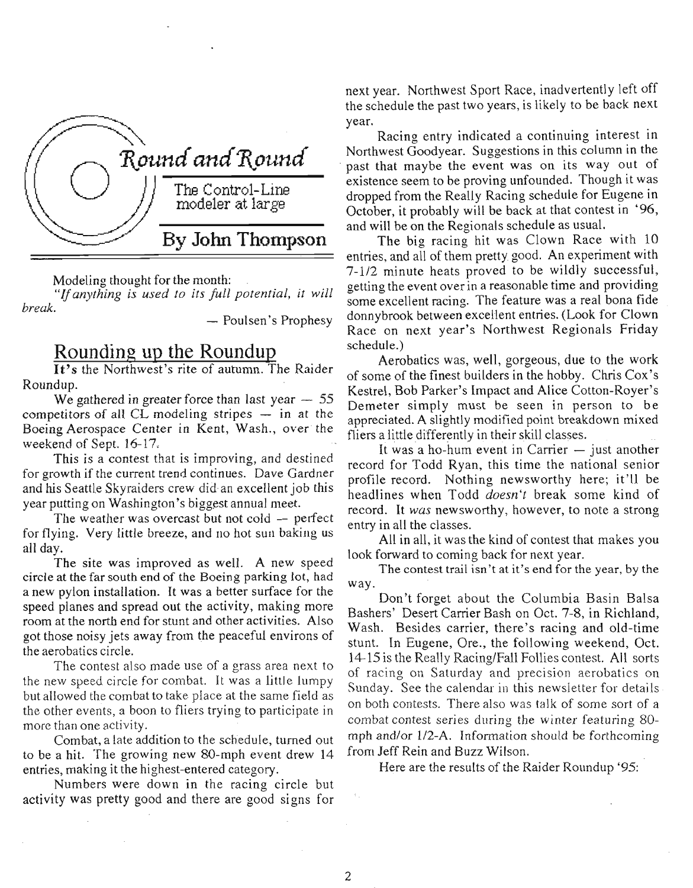# Round and Round

The Control-Line modeler at large

**By John Thompson**

Modeling thought for the month:

*"If anything is used to its full potential, it will break.*

— Poulsen's Prophesy

## Rounding up the Roundup

**It's** the Northwest's rite of autumn. The Raider Roundup.

We gathered in greater force than last year — 55 competitors of all CL modeling stripes — in at the Boeing Aerospace Center in Kent, Wash., over the weekend of Sept. 16-17.

This is a contest that is improving, and destined for growth if the current trend continues. Dave Gardner and his Seattle Skyraiders crew did an excellent job this year putting on Washington's biggest annual meet.

The weather was overcast but not cold — perfect for flying. Very little breeze, and no hot sun baking us all day.

The site was improved as well. A new speed circle at the far south end of the Boeing parking lot, had a new pylon installation. It was a better surface for the speed planes and spread out the activity, making more room at the north end for stunt and other activities. Also got those noisy jets away from the peaceful environs of the aerobatics circle.

The contest also made use of a grass area next to the new speed circle for combat. It was a little lumpy but allowed the combat to take place at the same field as the other events, a boon to fliers trying to participate in more than one activity.

Combat, a late addition to the schedule, turned out to be a hit. The growing new 80-mph event drew 14 entries, making it the highest-entered category.

Numbers were down in the racing circle but activity was pretty good and there are good signs for next year. Northwest Sport Race, inadvertently left off the schedule the past two years, is likely to be back next year.

Racing entry indicated a continuing interest in Northwest Goodyear. Suggestions in this column in the past that maybe the event was on its way out of existence seem to be proving unfounded. Though it was dropped from the Really Racing schedule for Eugene in October, it probably will be back at that contest in '96, and will be on the Regionals schedule as usual.

The big racing hit was Clown Race with 10 entries, and all of them pretty good. An experiment with 7-1/2 minute heats proved to be wildly successful, getting the event over in a reasonable time and providing some excellent racing. The feature was a real bona fide donnybrook between excellent entries. (Look for Clown Race on next year's Northwest Regionals Friday schedule.)

Aerobatics was, well, gorgeous, due to the work of some of the finest builders in the hobby. Chris Cox's Kestrel, Bob Parker's Impact and Alice Cotton-Royer's Demeter simply must be seen in person to be appreciated. A slightly modified point breakdown mixed fliers a little differently in their skill classes.

It was a ho-hum event in Carrier — just another record for Todd Ryan, this time the national senior profile record. Nothing newsworthy here; it'll be headlines when Todd *doesn't* break some kind of record. It *was* newsworthy, however, to note a strong entry in all the classes.

All in all, it was the kind of contest that makes you look forward to coming back for next year.

The contest trail isn't at it's end for the year, by the way.

Don't forget about the Columbia Basin Balsa Bashers' Desert Carrier Bash on Oct. 7-8, in Richland, Wash. Besides carrier, there's racing and old-time stunt. In Eugene, Ore., the following weekend, Oct. 14-15 is the Really Racing/Fall Follies contest. All sorts of racing on Saturday and precision aerobatics on Sunday. See the calendar in this newsletter for details on both contests. There also was talk of some sort of a combat contest series during the winter featuring 80-mph and/or 1/2-A. Information should be forthcoming from Jeff Rein and Buzz Wilson.

Here are the results of the Raider Roundup '95: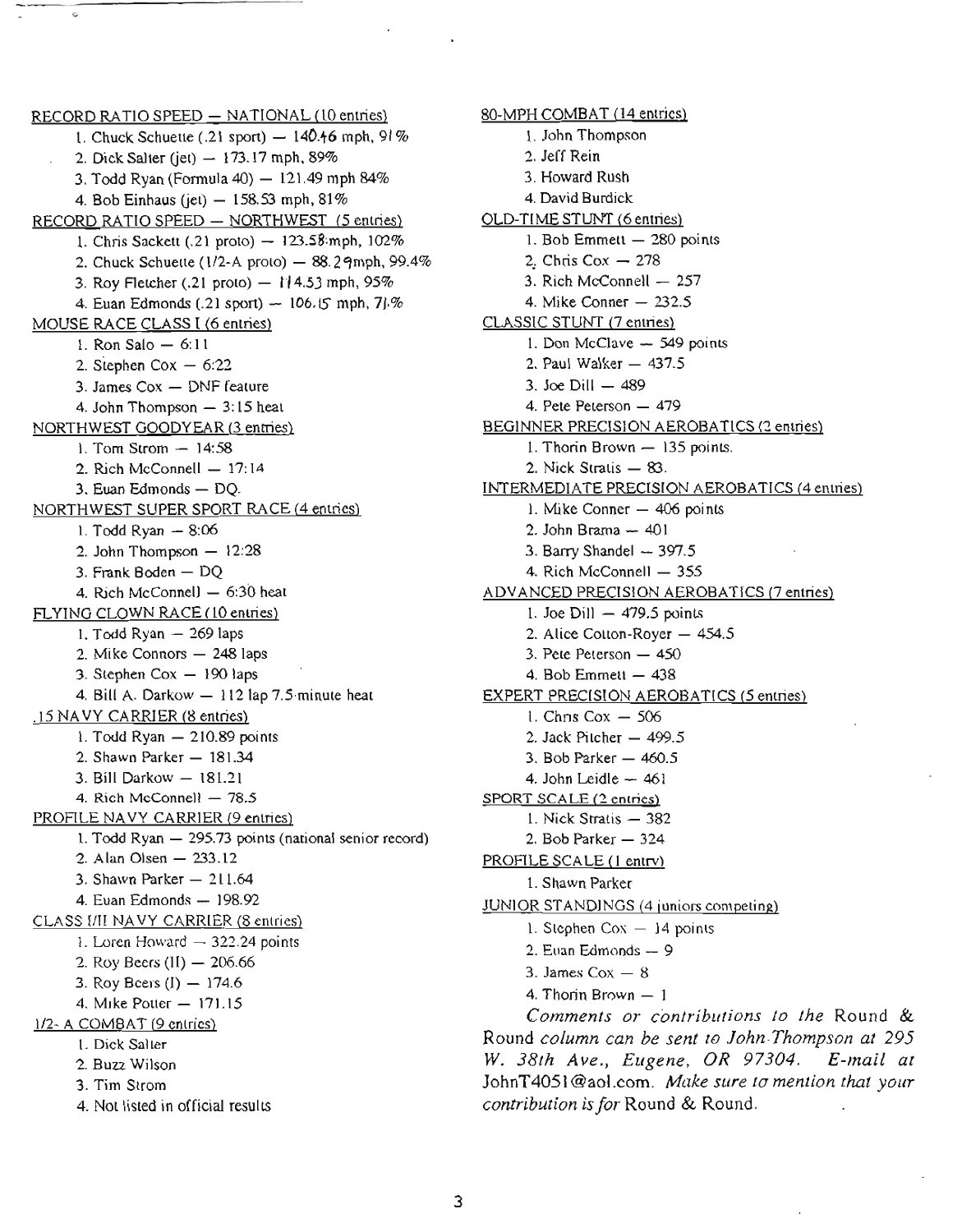RECORD RATIO SPEED — NATIONAL (10 entries)

1. Chuck Schuette (.21 sport) — 140.46 mph, 91%
2. Dick Salter (jet) — 173.17 mph, 89%
3. Todd Ryan (Formula 40) — 121.49 mph 84%
4. Bob Einhaus (jet) — 158.53 mph, 81%

RECORD RATIO SPEED — NORTHWEST (5 entries)

1. Chris Sackett (.21 proto) — 123.58 mph, 102%
2. Chuck Schuette (1/2-A proto) — 88.29mph, 99.4%
3. Roy Fletcher (.21 proto) — 114.53 mph, 95%
4. Euan Edmonds (.21 sport) — 106.15 mph, 71.%

MOUSE RACE CLASS I (6 entries)

1. Ron Salo — 6:11
2. Stephen Cox — 6:22
3. James Cox — DNF feature
4. John Thompson — 3:15 heat

NORTHWEST GOODYEAR (3 entries)

1. Tom Strom — 14:58
2. Rich McConnell — 17:14
3. Euan Edmonds — DQ.

NORTHWEST SUPER SPORT RACE (4 entries)

1. Todd Ryan — 8:06
2. John Thompson — 12:28
3. Frank Boden — DQ
4. Rich McConnell — 6:30 heat

FLYING CLOWN RACE (10 entries)

1. Todd Ryan — 269 laps
2. Mike Connors — 248 laps
3. Stephen Cox — 190 laps
4. Bill A. Darkow — 112 lap 7.5-minute heat

.15 NAVY CARRIER (8 entries)

1. Todd Ryan — 210.89 points
2. Shawn Parker — 181.34
3. Bill Darkow — 181.21
4. Rich McConnell — 78.5

PROFILE NAVY CARRIER (9 entries)

1. Todd Ryan — 295.73 points (national senior record)
2. Alan Olsen — 233.12
3. Shawn Parker — 211.64
4. Euan Edmonds — 198.92

CLASS I/II NAVY CARRIER (8 entries)

1. Loren Howard — 322.24 points
2. Roy Beers (II) — 206.66
3. Roy Beers (I) — 174.6
4. Mike Potter — 171.15

1/2- A COMBAT (9 entries)

1. Dick Salter
2. Buzz Wilson
3. Tim Strom
4. Not listed in official results

80-MPH COMBAT (14 entries)

1. John Thompson
2. Jeff Rein
3. Howard Rush
4. David Burdick

OLD-TIME STUNT (6 entries)

1. Bob Emmett — 280 points
2. Chris Cox — 278
3. Rich McConnell — 257
4. Mike Conner — 232.5

CLASSIC STUNT (7 entries)

1. Don McClave — 549 points
2. Paul Walker — 437.5
3. Joe Dill — 489
4. Pete Peterson — 479

BEGINNER PRECISION AEROBATICS (2 entries)

1. Thorin Brown — 135 points.
2. Nick Stratis — 83.

INTERMEDIATE PRECISION AEROBATICS (4 entries)

1. Mike Conner — 406 points
2. John Brama — 401
3. Barry Shandel — 397.5
4. Rich McConnell — 355

ADVANCED PRECISION AEROBATICS (7 entries)

1. Joe Dill — 479.5 points
2. Alice Cotton-Royer — 454.5
3. Pete Peterson — 450
4. Bob Emmett — 438

EXPERT PRECISION AEROBATICS (5 entries)

1. Chris Cox — 506
2. Jack Pitcher — 499.5
3. Bob Parker — 460.5
4. John Leidle — 461

SPORT SCALE (2 entries)

1. Nick Stratis — 382
2. Bob Parker — 324

PROFILE SCALE (1 entry)

1. Shawn Parker

JUNIOR STANDINGS (4 juniors competing)

1. Stephen Cox — 14 points
2. Euan Edmonds — 9
3. James Cox — 8
4. Thorin Brown — 1

*Comments or contributions to the* Round & Round *column can be sent to John Thompson at 295 W. 38th Ave., Eugene, OR 97304. E-mail at* JohnT4051@aol.com. *Make sure to mention that your contribution is for* Round & Round.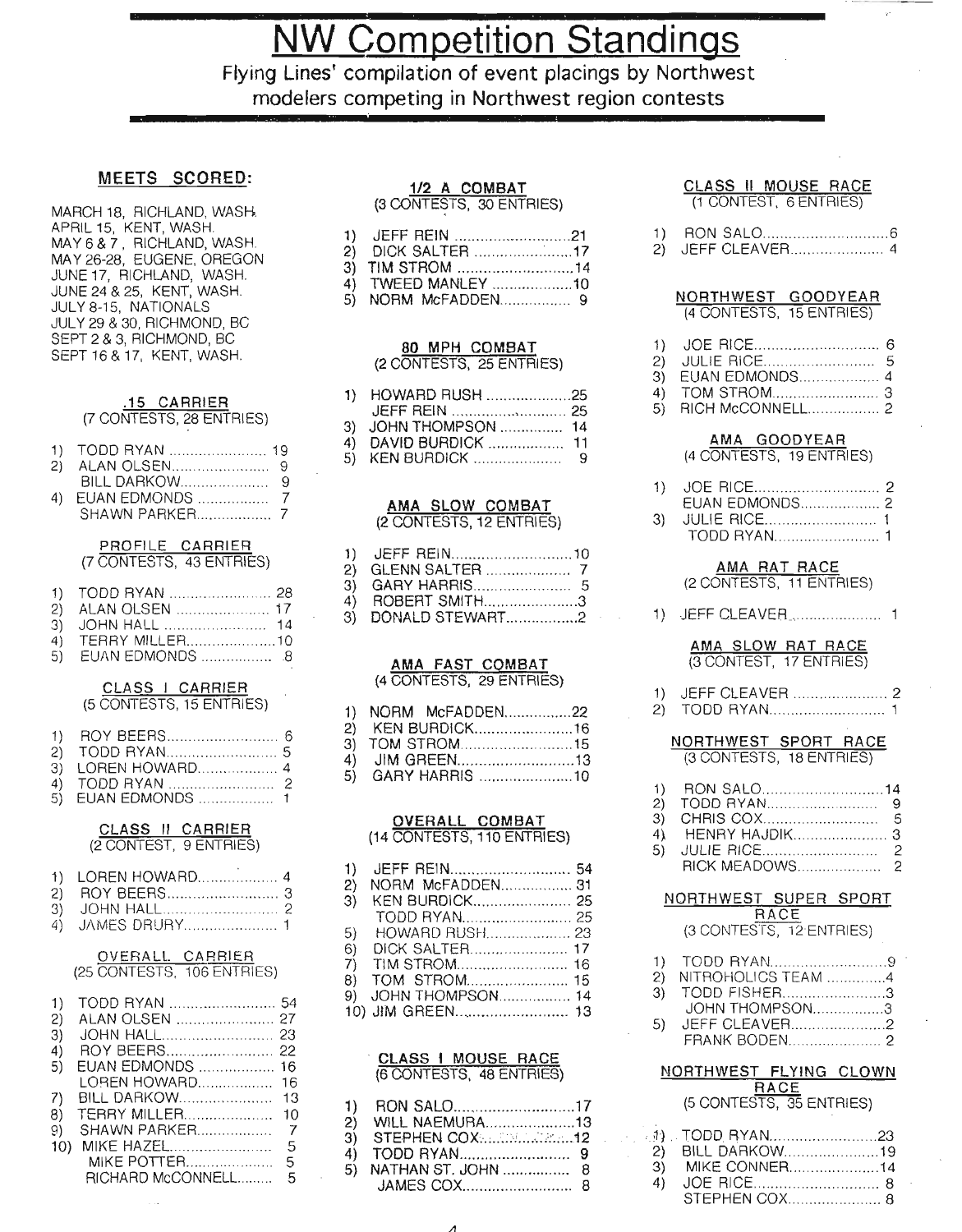# NW Competition Standings

Flying Lines' compilation of event placings by Northwest modelers competing in Northwest region contests

### MEETS SCORED:

MARCH 18, RICHLAND, WASH.
APRIL 15, KENT, WASH.
MAY 6 & 7, RICHLAND, WASH.
MAY 26-28, EUGENE, OREGON
JUNE 17, RICHLAND, WASH.
JUNE 24 & 25, KENT, WASH.
JULY 8-15, NATIONALS
JULY 29 & 30, RICHMOND, BC
SEPT 2 & 3, RICHMOND, BC
SEPT 16 & 17, KENT, WASH.

### .15 CARRIER
(7 CONTESTS, 28 ENTRIES)

1) TODD RYAN .......... 19
2) ALAN OLSEN .......... 9
BILL DARKOW .......... 9
4) EUAN EDMONDS .......... 7
SHAWN PARKER .......... 7

### PROFILE CARRIER
(7 CONTESTS, 43 ENTRIES)

1) TODD RYAN .......... 28
2) ALAN OLSEN .......... 17
3) JOHN HALL .......... 14
4) TERRY MILLER .......... 10
5) EUAN EDMONDS .......... 8

### CLASS I CARRIER
(5 CONTESTS, 15 ENTRIES)

1) ROY BEERS .......... 6
2) TODD RYAN .......... 5
3) LOREN HOWARD .......... 4
4) TODD RYAN .......... 2
5) EUAN EDMONDS .......... 1

### CLASS II CARRIER
(2 CONTEST, 9 ENTRIES)

1) LOREN HOWARD .......... 4
2) ROY BEERS .......... 3
3) JOHN HALL .......... 2
4) JAMES DRURY .......... 1

### OVERALL CARRIER
(25 CONTESTS, 106 ENTRIES)

1) TODD RYAN .......... 54
2) ALAN OLSEN .......... 27
3) JOHN HALL .......... 23
4) ROY BEERS .......... 22
5) EUAN EDMONDS .......... 16
LOREN HOWARD .......... 16
7) BILL DARKOW .......... 13
8) TERRY MILLER .......... 10
9) SHAWN PARKER .......... 7
10) MIKE HAZEL .......... 5
MIKE POTTER .......... 5
RICHARD McCONNELL .......... 5

### 1/2 A COMBAT
(3 CONTESTS, 30 ENTRIES)

1) JEFF REIN .......... 21
2) DICK SALTER .......... 17
3) TIM STROM .......... 14
4) TWEED MANLEY .......... 10
5) NORM McFADDEN .......... 9

### 80 MPH COMBAT
(2 CONTESTS, 25 ENTRIES)

1) HOWARD RUSH .......... 25
JEFF REIN .......... 25
3) JOHN THOMPSON .......... 14
4) DAVID BURDICK .......... 11
5) KEN BURDICK .......... 9

### AMA SLOW COMBAT
(2 CONTESTS, 12 ENTRIES)

1) JEFF REIN .......... 10
2) GLENN SALTER .......... 7
3) GARY HARRIS .......... 5
4) ROBERT SMITH .......... 3
3) DONALD STEWART .......... 2

### AMA FAST COMBAT
(4 CONTESTS, 29 ENTRIES)

1) NORM McFADDEN .......... 22
2) KEN BURDICK .......... 16
3) TOM STROM .......... 15
4) JIM GREEN .......... 13
5) GARY HARRIS .......... 10

### OVERALL COMBAT
(14 CONTESTS, 110 ENTRIES)

1) JEFF REIN .......... 54
2) NORM McFADDEN .......... 31
3) KEN BURDICK .......... 25
TODD RYAN .......... 25
5) HOWARD RUSH .......... 23
6) DICK SALTER .......... 17
7) TIM STROM .......... 16
8) TOM STROM .......... 15
9) JOHN THOMPSON .......... 14
10) JIM GREEN .......... 13

### CLASS I MOUSE RACE
(6 CONTESTS, 48 ENTRIES)

1) RON SALO .......... 17
2) WILL NAEMURA .......... 13
3) STEPHEN COX .......... 12
4) TODD RYAN .......... 9
5) NATHAN ST. JOHN .......... 8
JAMES COX .......... 8

### CLASS II MOUSE RACE
(1 CONTEST, 6 ENTRIES)

1) RON SALO .......... 6
2) JEFF CLEAVER .......... 4

### NORTHWEST GOODYEAR
(4 CONTESTS, 15 ENTRIES)

1) JOE RICE .......... 6
2) JULIE RICE .......... 5
3) EUAN EDMONDS .......... 4
4) TOM STROM .......... 3
5) RICH McCONNELL .......... 2

### AMA GOODYEAR
(4 CONTESTS, 19 ENTRIES)

1) JOE RICE .......... 2
EUAN EDMONDS .......... 2
3) JULIE RICE .......... 1
TODD RYAN .......... 1

### AMA RAT RACE
(2 CONTESTS, 11 ENTRIES)

1) JEFF CLEAVER .......... 1

### AMA SLOW RAT RACE
(3 CONTEST, 17 ENTRIES)

1) JEFF CLEAVER .......... 2
2) TODD RYAN .......... 1

### NORTHWEST SPORT RACE
(3 CONTESTS, 18 ENTRIES)

1) RON SALO .......... 14
2) TODD RYAN .......... 9
3) CHRIS COX .......... 5
4) HENRY HAJDIK .......... 3
5) JULIE RICE .......... 2
RICK MEADOWS .......... 2

### NORTHWEST SUPER SPORT RACE
(3 CONTESTS, 12 ENTRIES)

1) TODD RYAN .......... 9
2) NITROHOLICS TEAM .......... 4
3) TODD FISHER .......... 3
JOHN THOMPSON .......... 3
5) JEFF CLEAVER .......... 2
FRANK BODEN .......... 2

### NORTHWEST FLYING CLOWN RACE
(5 CONTESTS, 35 ENTRIES)

1) TODD RYAN .......... 23
2) BILL DARKOW .......... 19
3) MIKE CONNER .......... 14
4) JOE RICE .......... 8
STEPHEN COX .......... 8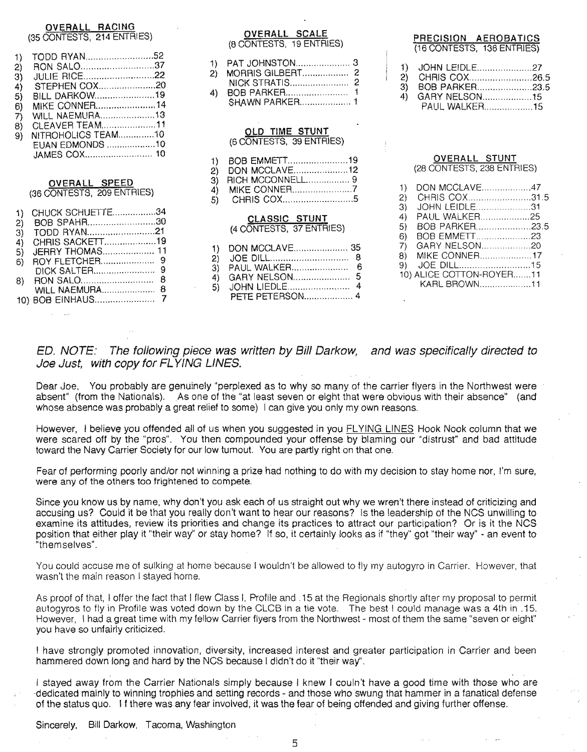## OVERALL RACING
(35 CONTESTS, 214 ENTRIES)

1) TODD RYAN..........52
2) RON SALO..........37
3) JULIE RICE..........22
4) STEPHEN COX..........20
5) BILL DARKOW..........19
6) MIKE CONNER..........14
7) WILL NAEMURA..........13
8) CLEAVER TEAM..........11
9) NITROHOLICS TEAM..........10
   EUAN EDMONDS..........10
   JAMES COX..........10

## OVERALL SPEED
(36 CONTESTS, 209 ENTRIES)

1) CHUCK SCHUETTE..........34
2) BOB SPAHR..........30
3) TODD RYAN..........21
4) CHRIS SACKETT..........19
5) JERRY THOMAS..........11
6) ROY FLETCHER..........9
   DICK SALTER..........9
8) RON SALO..........8
   WILL NAEMURA..........8
10) BOB EINHAUS..........7

## OVERALL SCALE
(8 CONTESTS, 19 ENTRIES)

1) PAT JOHNSTON..........3
2) MORRIS GILBERT..........2
   NICK STRATIS..........2
4) BOB PARKER..........1
   SHAWN PARKER..........1

## OLD TIME STUNT
(6 CONTESTS, 39 ENTRIES)

1) BOB EMMETT..........19
2) DON MCCLAVE..........12
3) RICH MCCONNELL..........9
4) MIKE CONNER..........7
5) CHRIS COX..........5

## CLASSIC STUNT
(4 CONTESTS, 37 ENTRIES)

1) DON MCCLAVE..........35
2) JOE DILL..........8
3) PAUL WALKER..........6
4) GARY NELSON..........5
5) JOHN LIEDLE..........4
   PETE PETERSON..........4

## PRECISION AEROBATICS
(16 CONTESTS, 136 ENTRIES)

1) JOHN LEIDLE..........27
2) CHRIS COX..........26.5
3) BOB PARKER..........23.5
4) GARY NELSON..........15
   PAUL WALKER..........15

## OVERALL STUNT
(28 CONTESTS, 238 ENTRIES)

1) DON MCCLAVE..........47
2) CHRIS COX..........31.5
3) JOHN LEIDLE..........31
4) PAUL WALKER..........25
5) BOB PARKER..........23.5
6) BOB EMMETT..........23
7) GARY NELSON..........20
8) MIKE CONNER..........17
9) JOE DILL..........15
10) ALICE COTTON-ROYER..........11
    KARL BROWN..........11

*ED. NOTE: The following piece was written by Bill Darkow, and was specifically directed to Joe Just, with copy for FLYING LINES.*

Dear Joe, You probably are genuinely "perplexed as to why so many of the carrier flyers in the Northwest were absent" (from the Nationals). As one of the "at least seven or eight that were obvious with their absence" (and whose absence was probably a great relief to some) I can give you only my own reasons.

However, I believe you offended all of us when you suggested in you FLYING LINES Hook Nook column that we were scared off by the "pros". You then compounded your offense by blaming our "distrust" and bad attitude toward the Navy Carrier Society for our low turnout. You are partly right on that one.

Fear of performing poorly and/or not winning a prize had nothing to do with my decision to stay home nor, I'm sure, were any of the others too frightened to compete.

Since you know us by name, why don't you ask each of us straight out why we wren't there instead of criticizing and accusing us? Could it be that you really don't want to hear our reasons? Is the leadership of the NCS unwilling to examine its attitudes, review its priorities and change its practices to attract our participation? Or is it the NCS position that either play it "their way" or stay home? If so, it certainly looks as if "they" got "their way" - an event to "themselves".

You could accuse me of sulking at home because I wouldn't be allowed to fly my autogyro in Carrier. However, that wasn't the main reason I stayed home.

As proof of that, I offer the fact that I flew Class I, Profile and .15 at the Regionals shortly after my proposal to permit autogyros to fly in Profile was voted down by the CLCB in a tie vote. The best I could manage was a 4th in .15. However, I had a great time with my fellow Carrier flyers from the Northwest - most of them the same "seven or eight" you have so unfairly criticized.

I have strongly promoted innovation, diversity, increased interest and greater participation in Carrier and been hammered down long and hard by the NCS because I didn't do it "their way".

I stayed away from the Carrier Nationals simply because I knew I couln't have a good time with those who are dedicated mainly to winning trophies and setting records - and those who swung that hammer in a fanatical defense of the status quo. I f there was any fear involved, it was the fear of being offended and giving further offense.

Sincerely, Bill Darkow, Tacoma, Washington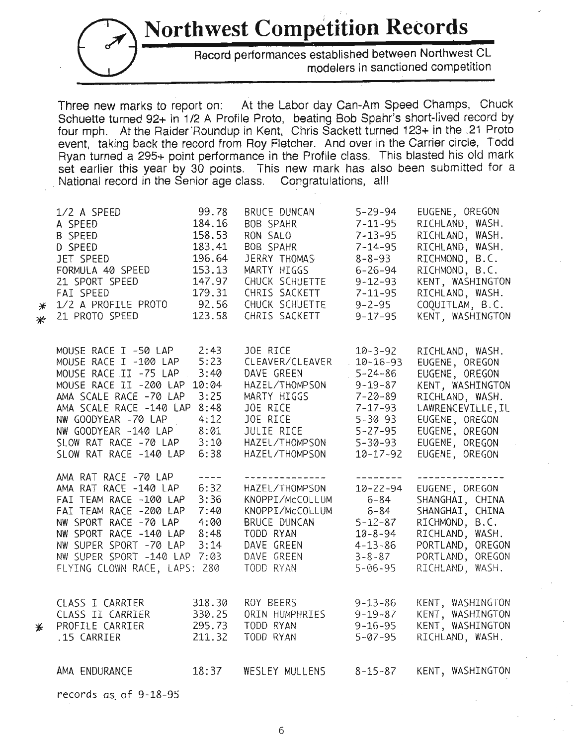# Northwest Competition Records

Record performances established between Northwest CL modelers in sanctioned competition

Three new marks to report on: At the Labor day Can-Am Speed Champs, Chuck Schuette turned 92+ in 1/2 A Profile Proto, beating Bob Spahr's short-lived record by four mph. At the Raider Roundup in Kent, Chris Sackett turned 123+ in the .21 Proto event, taking back the record from Roy Fletcher. And over in the Carrier circle, Todd Ryan turned a 295+ point performance in the Profile class. This blasted his old mark set earlier this year by 30 points. This new mark has also been submitted for a National record in the Senior age class. Congratulations, all!

| | Event | Record | Holder | Date | Location |
|---|---|---|---|---|---|
| | 1/2 A SPEED | 99.78 | BRUCE DUNCAN | 5-29-94 | EUGENE, OREGON |
| | A SPEED | 184.16 | BOB SPAHR | 7-11-95 | RICHLAND, WASH. |
| | B SPEED | 158.53 | RON SALO | 7-13-95 | RICHLAND, WASH. |
| | D SPEED | 183.41 | BOB SPAHR | 7-14-95 | RICHLAND, WASH. |
| | JET SPEED | 196.64 | JERRY THOMAS | 8-8-93 | RICHMOND, B.C. |
| | FORMULA 40 SPEED | 153.13 | MARTY HIGGS | 6-26-94 | RICHMOND, B.C. |
| | 21 SPORT SPEED | 147.97 | CHUCK SCHUETTE | 9-12-93 | KENT, WASHINGTON |
| | FAI SPEED | 179.31 | CHRIS SACKETT | 7-11-95 | RICHLAND, WASH. |
| * | 1/2 A PROFILE PROTO | 92.56 | CHUCK SCHUETTE | 9-2-95 | COQUITLAM, B.C. |
| * | 21 PROTO SPEED | 123.58 | CHRIS SACKETT | 9-17-95 | KENT, WASHINGTON |
| | MOUSE RACE I -50 LAP | 2:43 | JOE RICE | 10-3-92 | RICHLAND, WASH. |
| | MOUSE RACE I -100 LAP | 5:23 | CLEAVER/CLEAVER | 10-16-93 | EUGENE, OREGON |
| | MOUSE RACE II -75 LAP | 3:40 | DAVE GREEN | 5-24-86 | EUGENE, OREGON |
| | MOUSE RACE II -200 LAP | 10:04 | HAZEL/THOMPSON | 9-19-87 | KENT, WASHINGTON |
| | AMA SCALE RACE -70 LAP | 3:25 | MARTY HIGGS | 7-20-89 | RICHLAND, WASH. |
| | AMA SCALE RACE -140 LAP | 8:48 | JOE RICE | 7-17-93 | LAWRENCEVILLE, IL |
| | NW GOODYEAR -70 LAP | 4:12 | JOE RICE | 5-30-93 | EUGENE, OREGON |
| | NW GOODYEAR -140 LAP | 8:01 | JULIE RICE | 5-27-95 | EUGENE, OREGON |
| | SLOW RAT RACE -70 LAP | 3:10 | HAZEL/THOMPSON | 5-30-93 | EUGENE, OREGON |
| | SLOW RAT RACE -140 LAP | 6:38 | HAZEL/THOMPSON | 10-17-92 | EUGENE, OREGON |
| | AMA RAT RACE -70 LAP | ---- | -------------- | -------- | --------------- |
| | AMA RAT RACE -140 LAP | 6:32 | HAZEL/THOMPSON | 10-22-94 | EUGENE, OREGON |
| | FAI TEAM RACE -100 LAP | 3:36 | KNOPPI/McCOLLUM | 6-84 | SHANGHAI, CHINA |
| | FAI TEAM RACE -200 LAP | 7:40 | KNOPPI/McCOLLUM | 6-84 | SHANGHAI, CHINA |
| | NW SPORT RACE -70 LAP | 4:00 | BRUCE DUNCAN | 5-12-87 | RICHMOND, B.C. |
| | NW SPORT RACE -140 LAP | 8:48 | TODD RYAN | 10-8-94 | RICHLAND, WASH. |
| | NW SUPER SPORT -70 LAP | 3:14 | DAVE GREEN | 4-13-86 | PORTLAND, OREGON |
| | NW SUPER SPORT -140 LAP | 7:03 | DAVE GREEN | 3-8-87 | PORTLAND, OREGON |
| | FLYING CLOWN RACE, LAPS: | 280 | TODD RYAN | 5-06-95 | RICHLAND, WASH. |
| | CLASS I CARRIER | 318.30 | ROY BEERS | 9-13-86 | KENT, WASHINGTON |
| | CLASS II CARRIER | 330.25 | ORIN HUMPHRIES | 9-19-87 | KENT, WASHINGTON |
| * | PROFILE CARRIER | 295.73 | TODD RYAN | 9-16-95 | KENT, WASHINGTON |
| | .15 CARRIER | 211.32 | TODD RYAN | 5-07-95 | RICHLAND, WASH. |
| | AMA ENDURANCE | 18:37 | WESLEY MULLENS | 8-15-87 | KENT, WASHINGTON |

records as of 9-18-95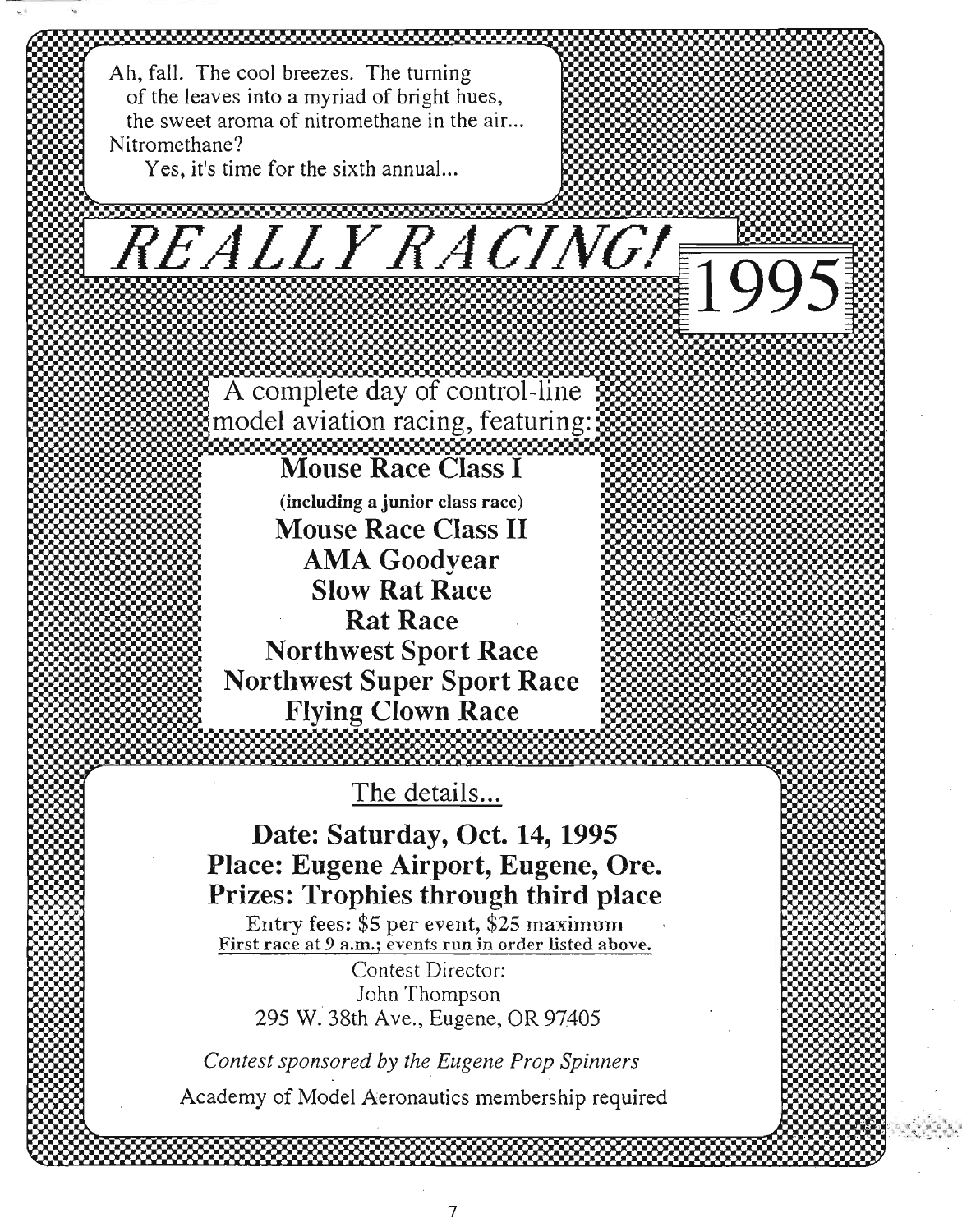Ah, fall. The cool breezes. The turning of the leaves into a myriad of bright hues, the sweet aroma of nitromethane in the air... Nitromethane?

Yes, it's time for the sixth annual...

# *REALLY RACING!* 1995

A complete day of control-line model aviation racing, featuring:

**Mouse Race Class I**
**(including a junior class race)**
**Mouse Race Class II**
**AMA Goodyear**
**Slow Rat Race**
**Rat Race**
**Northwest Sport Race**
**Northwest Super Sport Race**
**Flying Clown Race**

## The details...

**Date: Saturday, Oct. 14, 1995**
**Place: Eugene Airport, Eugene, Ore.**
**Prizes: Trophies through third place**

Entry fees: $5 per event, $25 maximum

First race at 9 a.m.; events run in order listed above.

Contest Director:
John Thompson
295 W. 38th Ave., Eugene, OR 97405

*Contest sponsored by the Eugene Prop Spinners*

Academy of Model Aeronautics membership required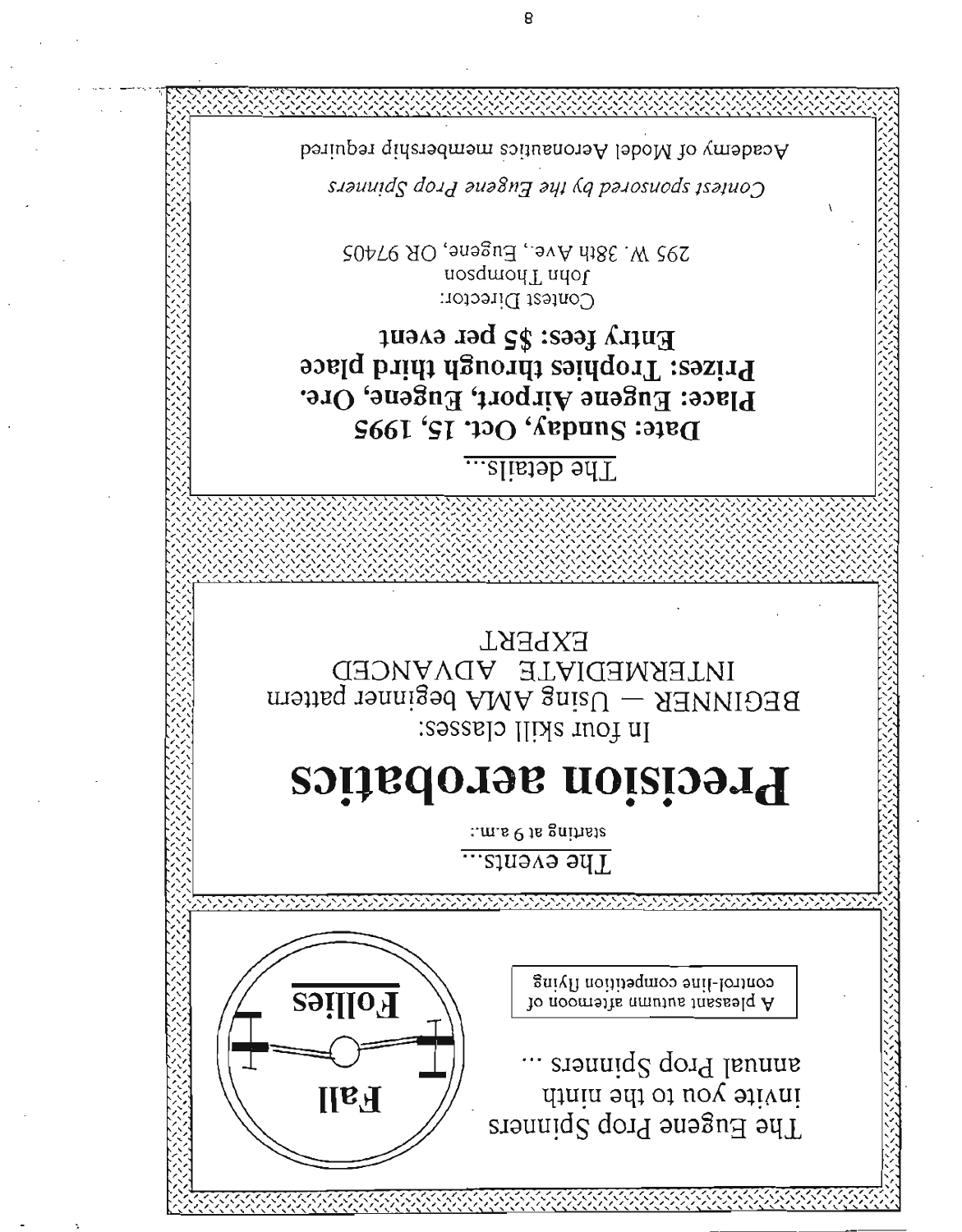The Eugene Prop Spinners invite you to the ninth annual Prop Spinners ...

**Fall Follies**

A pleasant autumn afternoon of control-line competition flying

The events...

starting at 9 a.m.:

# Precision aerobatics

In four skill classes:

BEGINNER — Using AMA beginner pattern
INTERMEDIATE ADVANCED
EXPERT

The details...

**Date: Sunday, Oct. 15, 1995**
**Place: Eugene Airport, Eugene, Ore.**
**Prizes: Trophies through third place**
**Entry fees: $5 per event**

Contest Director:
John Thompson
295 W. 38th Ave., Eugene, OR 97405

*Contest sponsored by the Eugene Prop Spinners*

Academy of Model Aeronautics membership required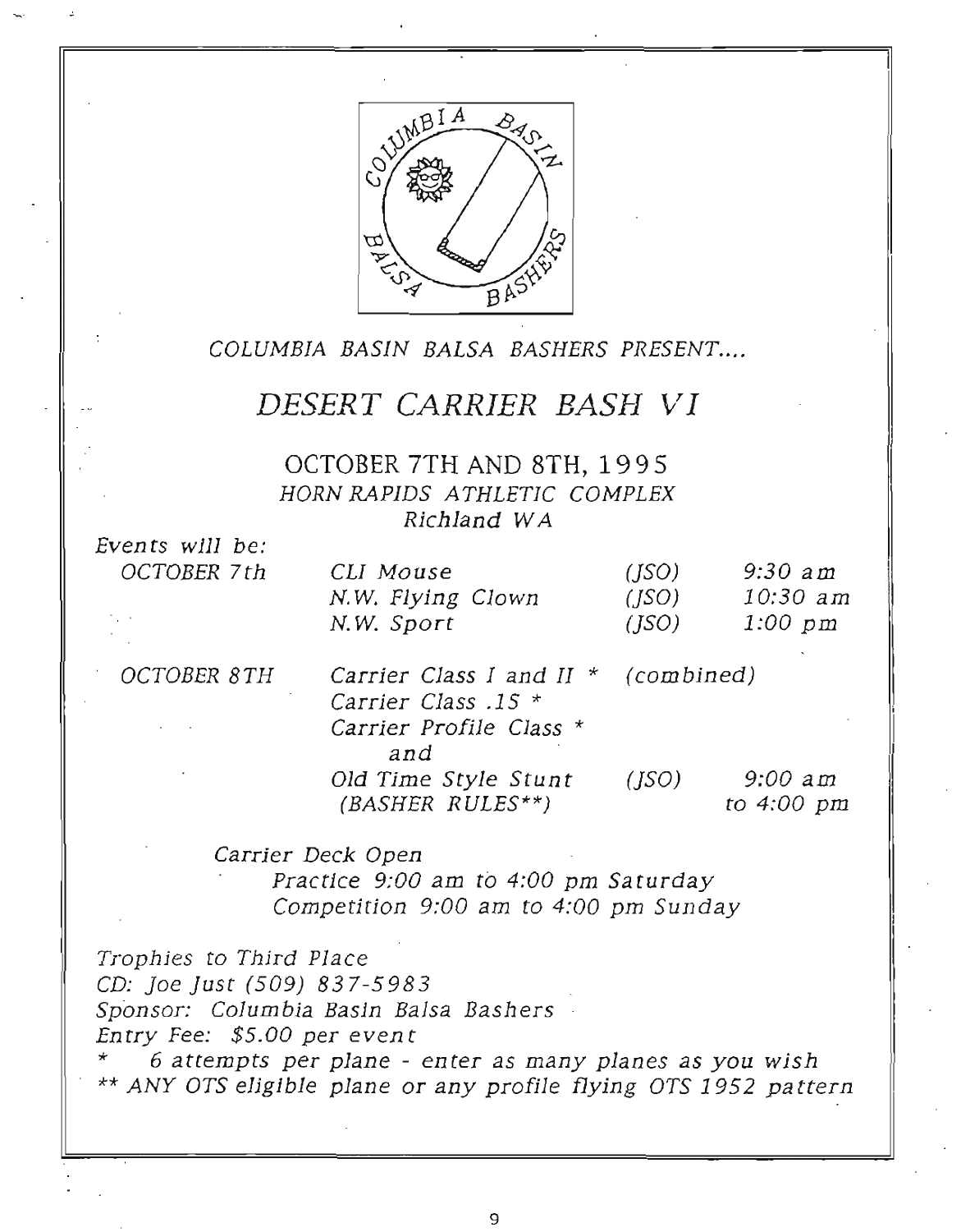*COLUMBIA BASIN BALSA BASHERS PRESENT....*

# *DESERT CARRIER BASH VI*

## OCTOBER 7TH AND 8TH, 1995

*HORN RAPIDS ATHLETIC COMPLEX*
*Richland WA*

*Events will be:*

| | | | |
|---|---|---|---|
| *OCTOBER 7th* | *CLI Mouse* | *(JSO)* | *9:30 am* |
| | *N.W. Flying Clown* | *(JSO)* | *10:30 am* |
| | *N.W. Sport* | *(JSO)* | *1:00 pm* |
| *OCTOBER 8TH* | *Carrier Class I and II ** | *(combined)* | |
| | *Carrier Class .15 ** | | |
| | *Carrier Profile Class ** | | |
| | *and* | | |
| | *Old Time Style Stunt (BASHER RULES**)* | *(JSO)* | *9:00 am to 4:00 pm* |

*Carrier Deck Open*
*Practice 9:00 am to 4:00 pm Saturday*
*Competition 9:00 am to 4:00 pm Sunday*

*Trophies to Third Place*
*CD: Joe Just (509) 837-5983*
*Sponsor: Columbia Basin Balsa Bashers*
*Entry Fee: $5.00 per event*
*&nbsp;&nbsp;&nbsp;6 attempts per plane - enter as many planes as you wish*
** *ANY OTS eligible plane or any profile flying OTS 1952 pattern*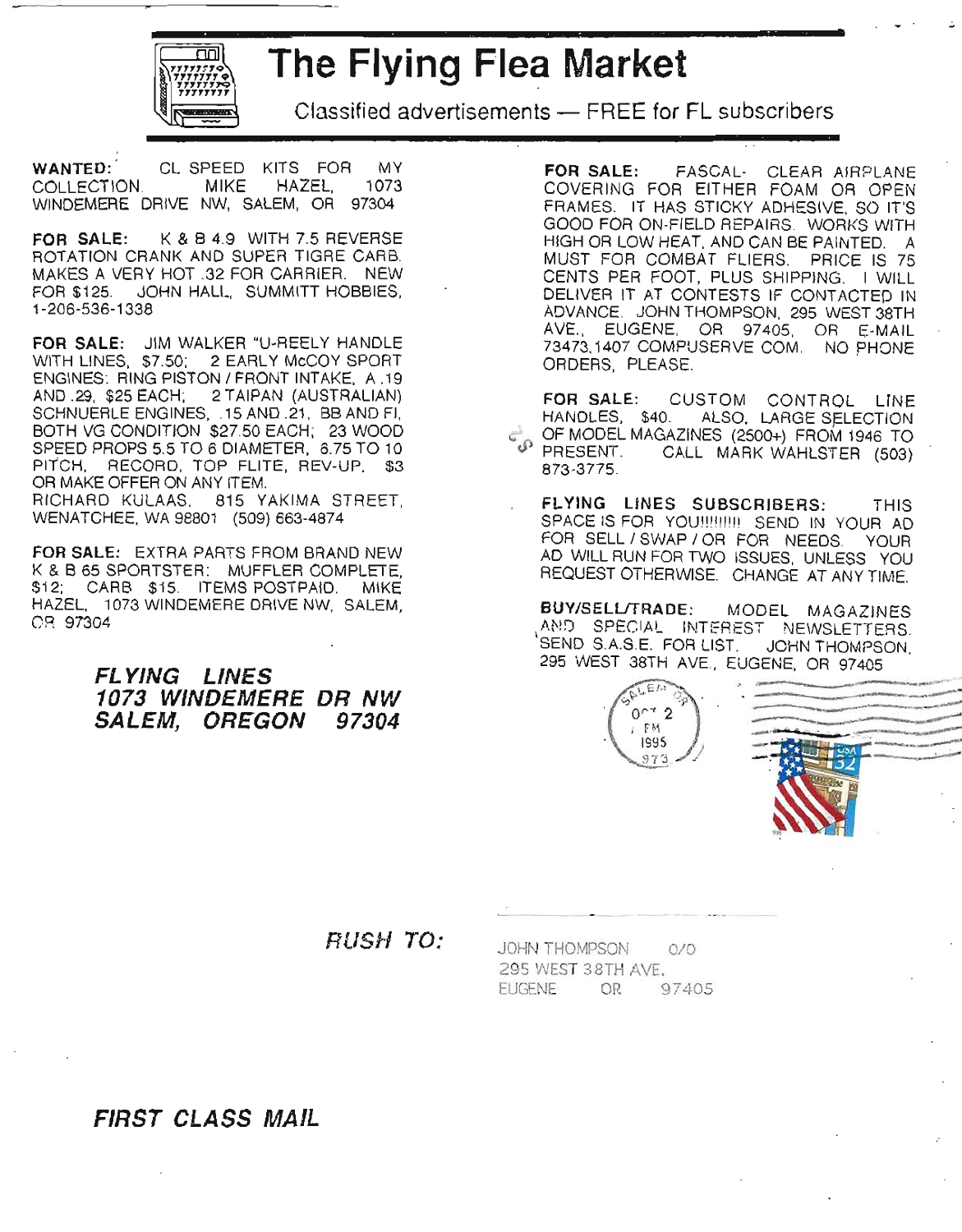# The Flying Flea Market

Classified advertisements — FREE for FL subscribers

**WANTED:** CL SPEED KITS FOR MY COLLECTION. MIKE HAZEL, 1073 WINDEMERE DRIVE NW, SALEM, OR 97304

**FOR SALE:** K & B 4.9 WITH 7.5 REVERSE ROTATION CRANK AND SUPER TIGRE CARB. MAKES A VERY HOT .32 FOR CARRIER. NEW FOR $125. JOHN HALL, SUMMITT HOBBIES, 1-206-536-1338

**FOR SALE:** JIM WALKER "U-REELY HANDLE WITH LINES, $7.50; 2 EARLY McCOY SPORT ENGINES: RING PISTON / FRONT INTAKE, A .19 AND .29, $25 EACH; 2 TAIPAN (AUSTRALIAN) SCHNUERLE ENGINES, .15 AND .21, BB AND FI, BOTH VG CONDITION $27.50 EACH; 23 WOOD SPEED PROPS 5.5 TO 6 DIAMETER, 6.75 TO 10 PITCH, RECORD, TOP FLITE, REV-UP. $3 OR MAKE OFFER ON ANY ITEM.
RICHARD KULAAS, 815 YAKIMA STREET, WENATCHEE, WA 98801 (509) 663-4874

**FOR SALE:** EXTRA PARTS FROM BRAND NEW K & B 65 SPORTSTER: MUFFLER COMPLETE, $12; CARB $15. ITEMS POSTPAID. MIKE HAZEL, 1073 WINDEMERE DRIVE NW, SALEM, OR 97304

**FOR SALE:** FASCAL- CLEAR AIRPLANE COVERING FOR EITHER FOAM OR OPEN FRAMES. IT HAS STICKY ADHESIVE, SO IT'S GOOD FOR ON-FIELD REPAIRS. WORKS WITH HIGH OR LOW HEAT, AND CAN BE PAINTED. A MUST FOR COMBAT FLIERS. PRICE IS 75 CENTS PER FOOT, PLUS SHIPPING. I WILL DELIVER IT AT CONTESTS IF CONTACTED IN ADVANCE. JOHN THOMPSON, 295 WEST 38TH AVE., EUGENE, OR 97405, OR E-MAIL 73473,1407 COMPUSERVE COM. NO PHONE ORDERS, PLEASE.

**FOR SALE:** CUSTOM CONTROL LINE HANDLES, $40. ALSO, LARGE SELECTION OF MODEL MAGAZINES (2500+) FROM 1946 TO PRESENT. CALL MARK WAHLSTER (503) 873-3775.

**FLYING LINES SUBSCRIBERS:** THIS SPACE IS FOR YOU!!!!!!!! SEND IN YOUR AD FOR SELL / SWAP / OR FOR NEEDS. YOUR AD WILL RUN FOR TWO ISSUES, UNLESS YOU REQUEST OTHERWISE. CHANGE AT ANY TIME.

**BUY/SELL/TRADE:** MODEL MAGAZINES AND SPECIAL INTEREST NEWSLETTERS. SEND S.A.S.E. FOR LIST. JOHN THOMPSON, 295 WEST 38TH AVE., EUGENE, OR 97405

***FLYING LINES***
***1073 WINDEMERE DR NW***
***SALEM, OREGON 97304***

SALEM OR
OCT 2
PM
1995
973

***RUSH TO:***

JOHN THOMPSON 0/0
295 WEST 38TH AVE.
EUGENE OR 97405

***FIRST CLASS MAIL***